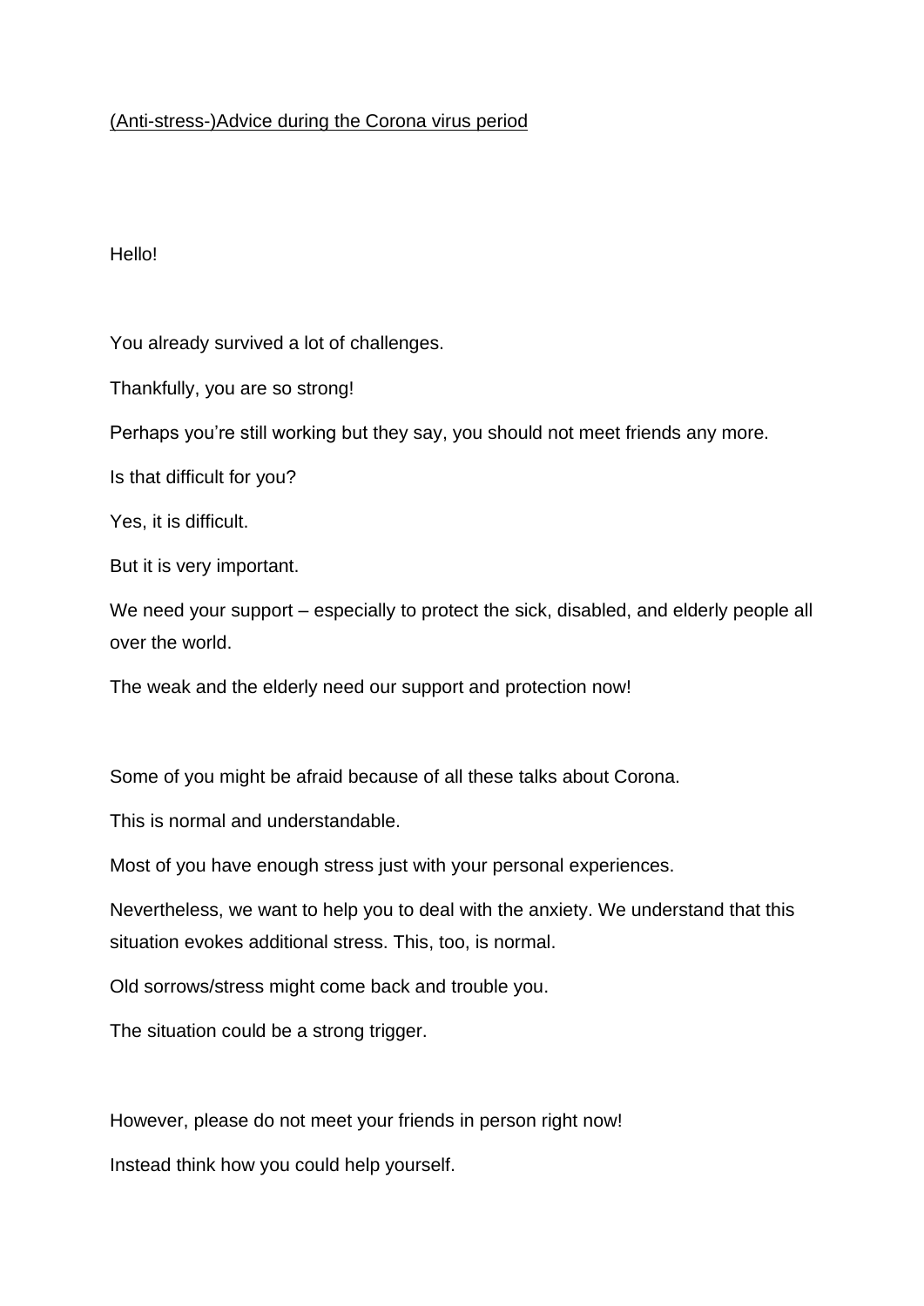<u>(Anti-stress-)Advice during the Corona virus period</u>

Hello!

You already survived a lot of challenges.

Thankfully, you are so strong!

Perhaps you're still working but they say, you should not meet friends any more.

Is that difficult for you?

Yes, it is difficult.

But it is very important.

We need your support – especially to protect the sick, disabled, and elderly people all over the world.

The weak and the elderly need our support and protection now!

Some of you might be afraid because of all these talks about Corona.

This is normal and understandable.

Most of you have enough stress just with your personal experiences.

Nevertheless, we want to help you to deal with the anxiety. We understand that this situation evokes additional stress. This, too, is normal.

Old sorrows/stress might come back and trouble you.

The situation could be a strong trigger.

However, please do not meet your friends in person right now!

Instead think how you could help yourself.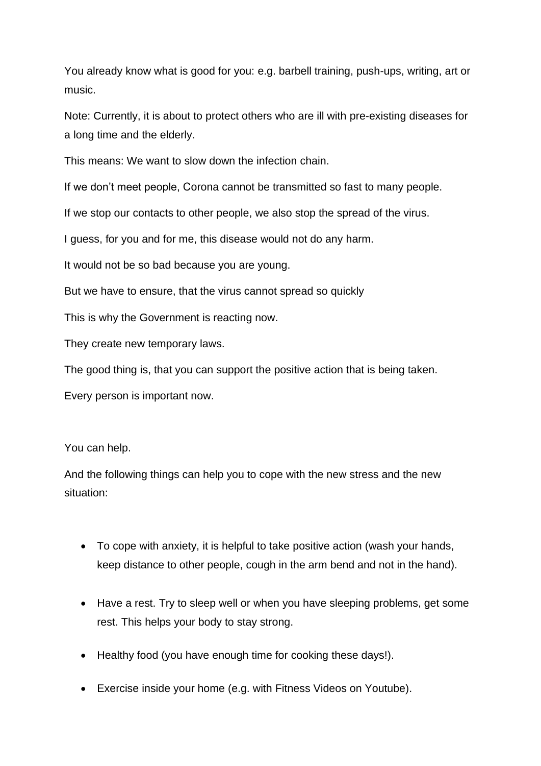You already know what is good for you: e.g. barbell training, push-ups, writing, art or music.

Note: Currently, it is about to protect others who are ill with pre-existing diseases for a long time and the elderly.

This means: We want to slow down the infection chain.

If we don't meet people, Corona cannot be transmitted so fast to many people.

If we stop our contacts to other people, we also stop the spread of the virus.

I guess, for you and for me, this disease would not do any harm.

It would not be so bad because you are young.

But we have to ensure, that the virus cannot spread so quickly

This is why the Government is reacting now.

They create new temporary laws.

The good thing is, that you can support the positive action that is being taken.

Every person is important now.

You can help.

And the following things can help you to cope with the new stress and the new situation:

- To cope with anxiety, it is helpful to take positive action (wash your hands, keep distance to other people, cough in the arm bend and not in the hand).
- Have a rest. Try to sleep well or when you have sleeping problems, get some rest. This helps your body to stay strong.
- Healthy food (you have enough time for cooking these days!).
- Exercise inside your home (e.g. with Fitness Videos on Youtube).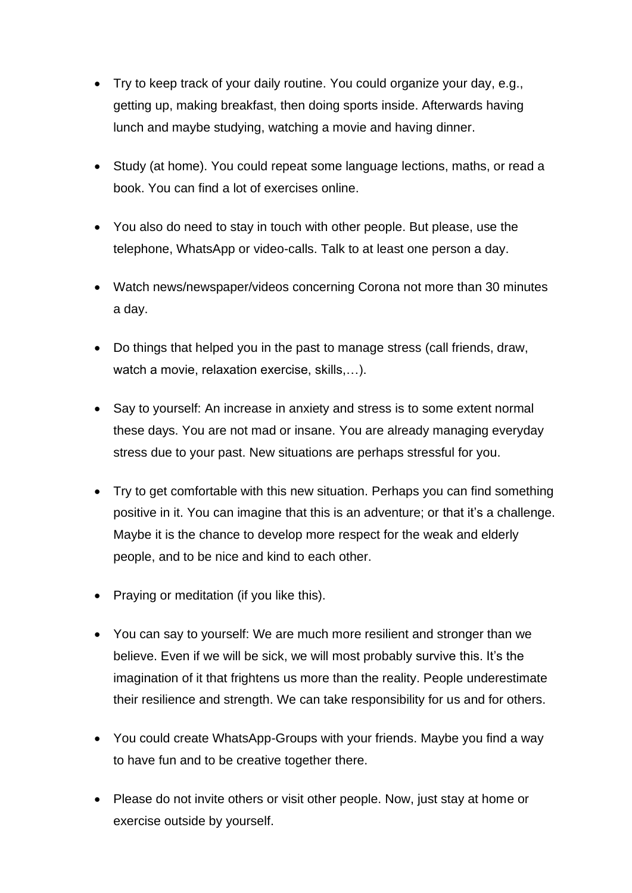- Try to keep track of your daily routine. You could organize your day, e.g., getting up, making breakfast, then doing sports inside. Afterwards having lunch and maybe studying, watching a movie and having dinner.

- Study (at home). You could repeat some language lections, maths, or read a book. You can find a lot of exercises online.

- You also do need to stay in touch with other people. But please, use the telephone, WhatsApp or video-calls. Talk to at least one person a day.

- Watch news/newspaper/videos concerning Corona not more than 30 minutes a day.

- Do things that helped you in the past to manage stress (call friends, draw, watch a movie, relaxation exercise, skills,…).

- Say to yourself: An increase in anxiety and stress is to some extent normal these days. You are not mad or insane. You are already managing everyday stress due to your past. New situations are perhaps stressful for you.

- Try to get comfortable with this new situation. Perhaps you can find something positive in it. You can imagine that this is an adventure; or that it's a challenge. Maybe it is the chance to develop more respect for the weak and elderly people, and to be nice and kind to each other.

- Praying or meditation (if you like this).

- You can say to yourself: We are much more resilient and stronger than we believe. Even if we will be sick, we will most probably survive this. It's the imagination of it that frightens us more than the reality. People underestimate their resilience and strength. We can take responsibility for us and for others.

- You could create WhatsApp-Groups with your friends. Maybe you find a way to have fun and to be creative together there.

- Please do not invite others or visit other people. Now, just stay at home or exercise outside by yourself.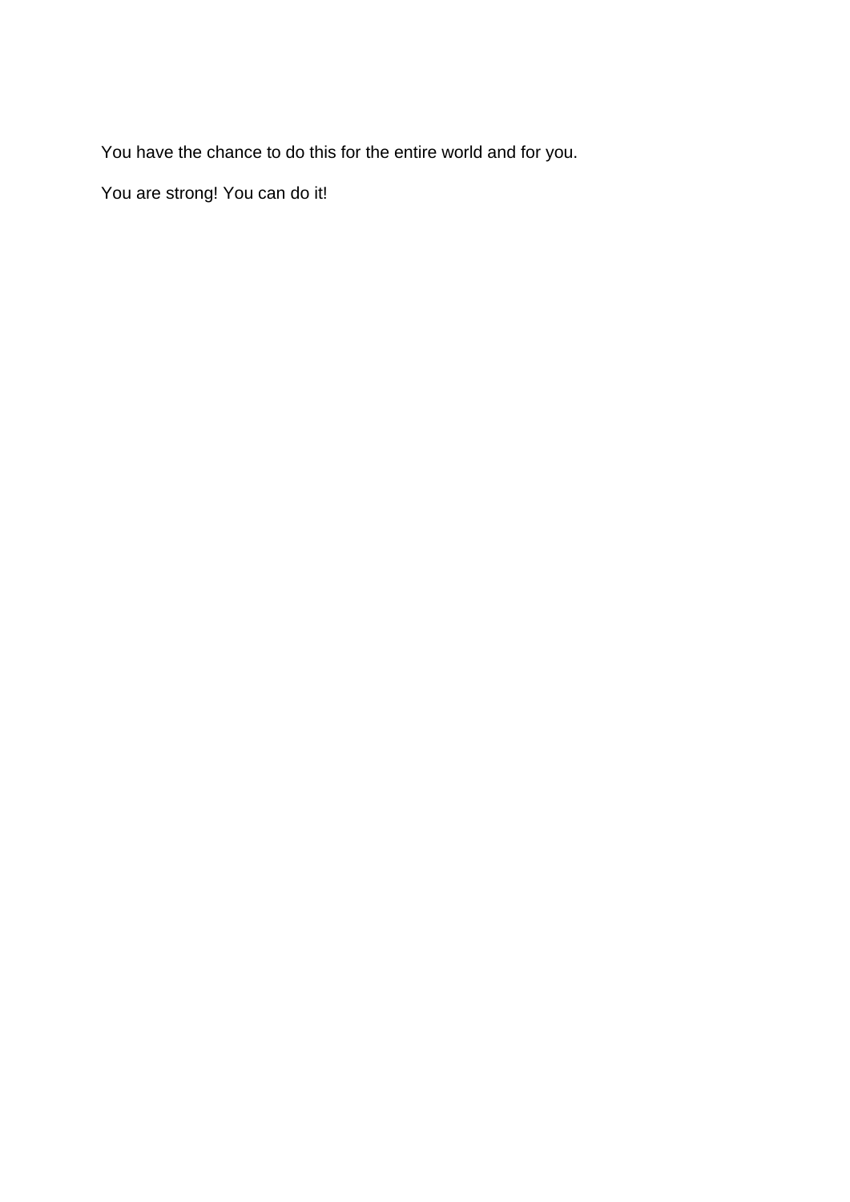You have the chance to do this for the entire world and for you.

You are strong! You can do it!